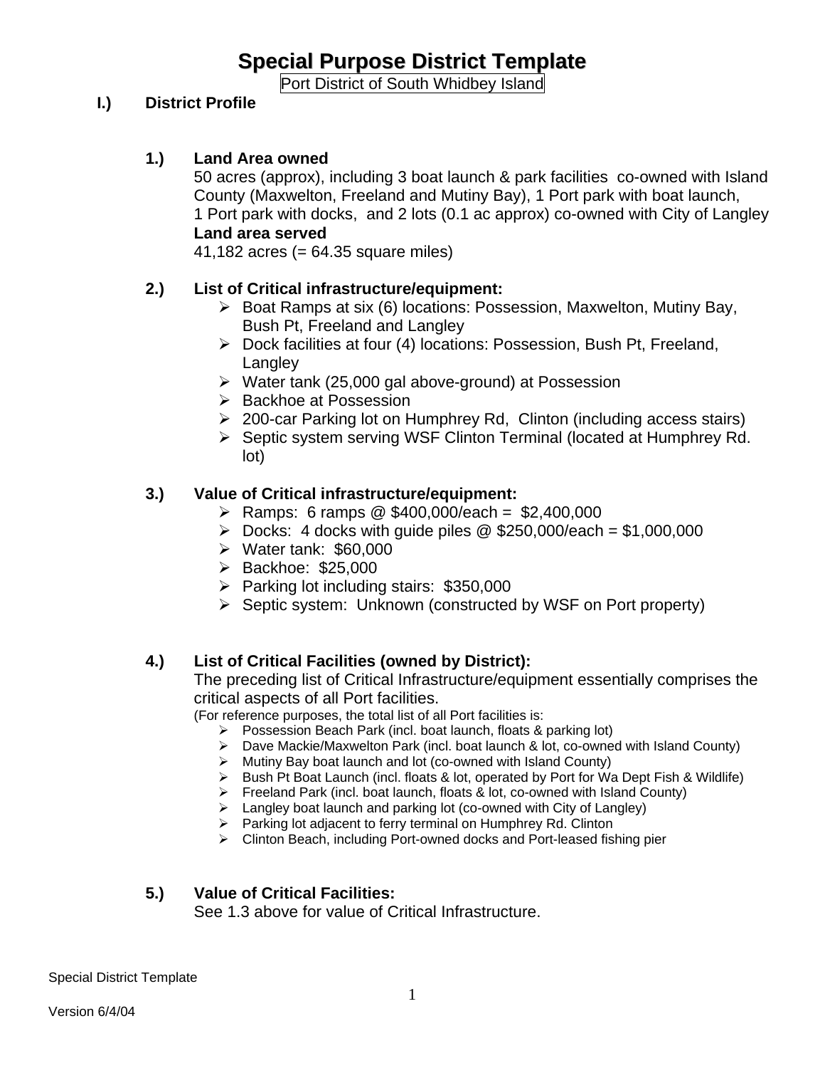# Special Purpose District Template

Port District of South Whidbey Island

## I.) District Profile

### 1.) Land Area owned

50 acres (approx), including 3 boat launch & park facilities co-owned with Island County (Maxwelton, Freeland and Mutiny Bay), 1 Port park with boat launch, 1 Port park with docks, and 2 lots (0.1 ac approx) co-owned with City of Langley

**Land area served**

41,182 acres (= 64.35 square miles)

### 2.) List of Critical infrastructure/equipment:

- Boat Ramps at six (6) locations: Possession, Maxwelton, Mutiny Bay, Bush Pt, Freeland and Langley
- Dock facilities at four (4) locations: Possession, Bush Pt, Freeland, Langley
- Water tank (25,000 gal above-ground) at Possession
- Backhoe at Possession
- 200-car Parking lot on Humphrey Rd, Clinton (including access stairs)
- Septic system serving WSF Clinton Terminal (located at Humphrey Rd. lot)

### 3.) Value of Critical infrastructure/equipment:

- Ramps: 6 ramps @ $400,000/each = $2,400,000
- Docks: 4 docks with guide piles @ $250,000/each = $1,000,000
- Water tank: $60,000
- Backhoe: $25,000
- Parking lot including stairs: $350,000
- Septic system: Unknown (constructed by WSF on Port property)

### 4.) List of Critical Facilities (owned by District):

The preceding list of Critical Infrastructure/equipment essentially comprises the critical aspects of all Port facilities.

(For reference purposes, the total list of all Port facilities is:

- Possession Beach Park (incl. boat launch, floats & parking lot)
- Dave Mackie/Maxwelton Park (incl. boat launch & lot, co-owned with Island County)
- Mutiny Bay boat launch and lot (co-owned with Island County)
- Bush Pt Boat Launch (incl. floats & lot, operated by Port for Wa Dept Fish & Wildlife)
- Freeland Park (incl. boat launch, floats & lot, co-owned with Island County)
- Langley boat launch and parking lot (co-owned with City of Langley)
- Parking lot adjacent to ferry terminal on Humphrey Rd. Clinton
- Clinton Beach, including Port-owned docks and Port-leased fishing pier

### 5.) Value of Critical Facilities:

See 1.3 above for value of Critical Infrastructure.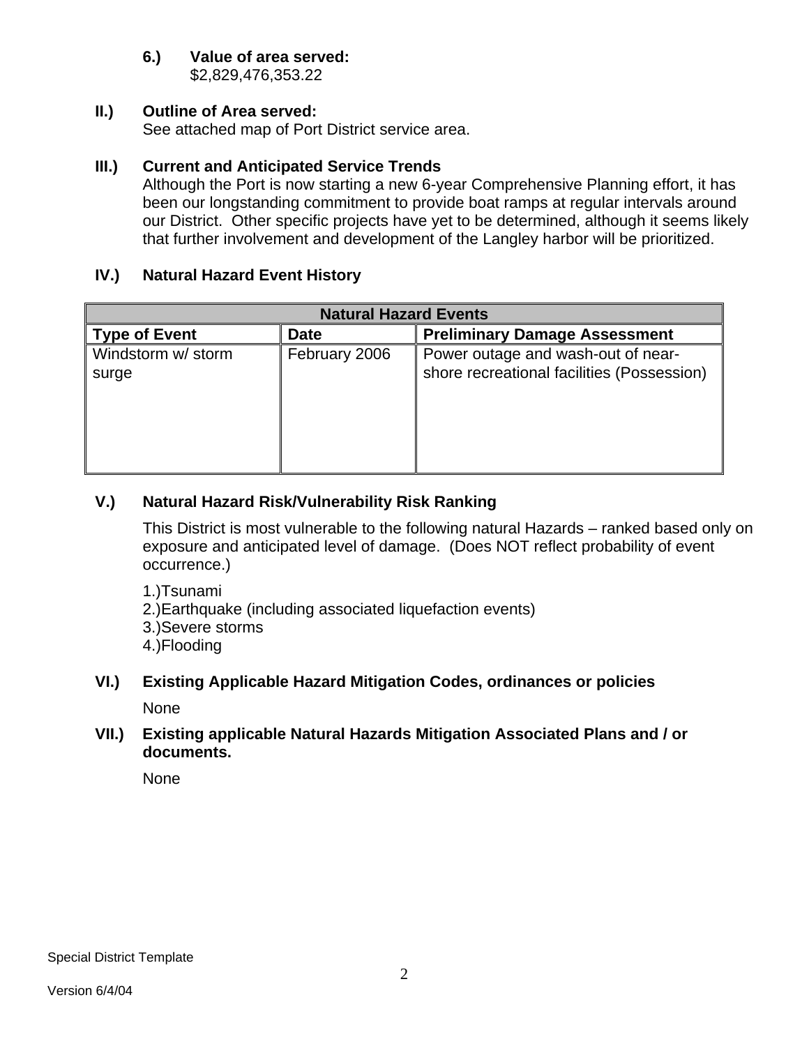**6.) Value of area served:**
$2,829,476,353.22

## II.) Outline of Area served:

See attached map of Port District service area.

## III.) Current and Anticipated Service Trends

Although the Port is now starting a new 6-year Comprehensive Planning effort, it has been our longstanding commitment to provide boat ramps at regular intervals around our District. Other specific projects have yet to be determined, although it seems likely that further involvement and development of the Langley harbor will be prioritized.

## IV.) Natural Hazard Event History

| Natural Hazard Events | | |
|---|---|---|
| **Type of Event** | **Date** | **Preliminary Damage Assessment** |
| Windstorm w/ storm surge | February 2006 | Power outage and wash-out of near-shore recreational facilities (Possession) |

## V.) Natural Hazard Risk/Vulnerability Risk Ranking

This District is most vulnerable to the following natural Hazards – ranked based only on exposure and anticipated level of damage. (Does NOT reflect probability of event occurrence.)

1.)Tsunami
2.)Earthquake (including associated liquefaction events)
3.)Severe storms
4.)Flooding

## VI.) Existing Applicable Hazard Mitigation Codes, ordinances or policies

None

## VII.) Existing applicable Natural Hazards Mitigation Associated Plans and / or documents.

None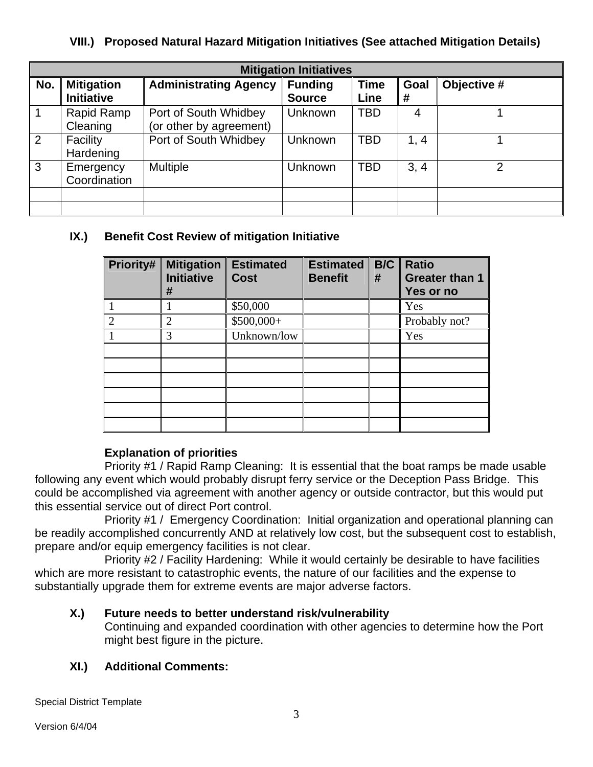### VIII.) Proposed Natural Hazard Mitigation Initiatives (See attached Mitigation Details)

| Mitigation Initiatives | | | | | | |
|---|---|---|---|---|---|---|
| **No.** | **Mitigation Initiative** | **Administrating Agency** | **Funding Source** | **Time Line** | **Goal #** | **Objective #** |
| 1 | Rapid Ramp Cleaning | Port of South Whidbey (or other by agreement) | Unknown | TBD | 4 | 1 |
| 2 | Facility Hardening | Port of South Whidbey | Unknown | TBD | 1, 4 | 1 |
| 3 | Emergency Coordination | Multiple | Unknown | TBD | 3, 4 | 2 |
| | | | | | | |
| | | | | | | |

### IX.) Benefit Cost Review of mitigation Initiative

| Priority# | Mitigation Initiative # | Estimated Cost | Estimated Benefit | B/C # | Ratio Greater than 1 Yes or no |
|---|---|---|---|---|---|
| 1 | 1 | $50,000 | | | Yes |
| 2 | 2 | $500,000+ | | | Probably not? |
| 1 | 3 | Unknown/low | | | Yes |
| | | | | | |
| | | | | | |
| | | | | | |
| | | | | | |
| | | | | | |
| | | | | | |

**Explanation of priorities**

Priority #1 / Rapid Ramp Cleaning: It is essential that the boat ramps be made usable following any event which would probably disrupt ferry service or the Deception Pass Bridge. This could be accomplished via agreement with another agency or outside contractor, but this would put this essential service out of direct Port control.

Priority #1 / Emergency Coordination: Initial organization and operational planning can be readily accomplished concurrently AND at relatively low cost, but the subsequent cost to establish, prepare and/or equip emergency facilities is not clear.

Priority #2 / Facility Hardening: While it would certainly be desirable to have facilities which are more resistant to catastrophic events, the nature of our facilities and the expense to substantially upgrade them for extreme events are major adverse factors.

### X.) Future needs to better understand risk/vulnerability

Continuing and expanded coordination with other agencies to determine how the Port might best figure in the picture.

### XI.) Additional Comments:

Special District Template

Version 6/4/04